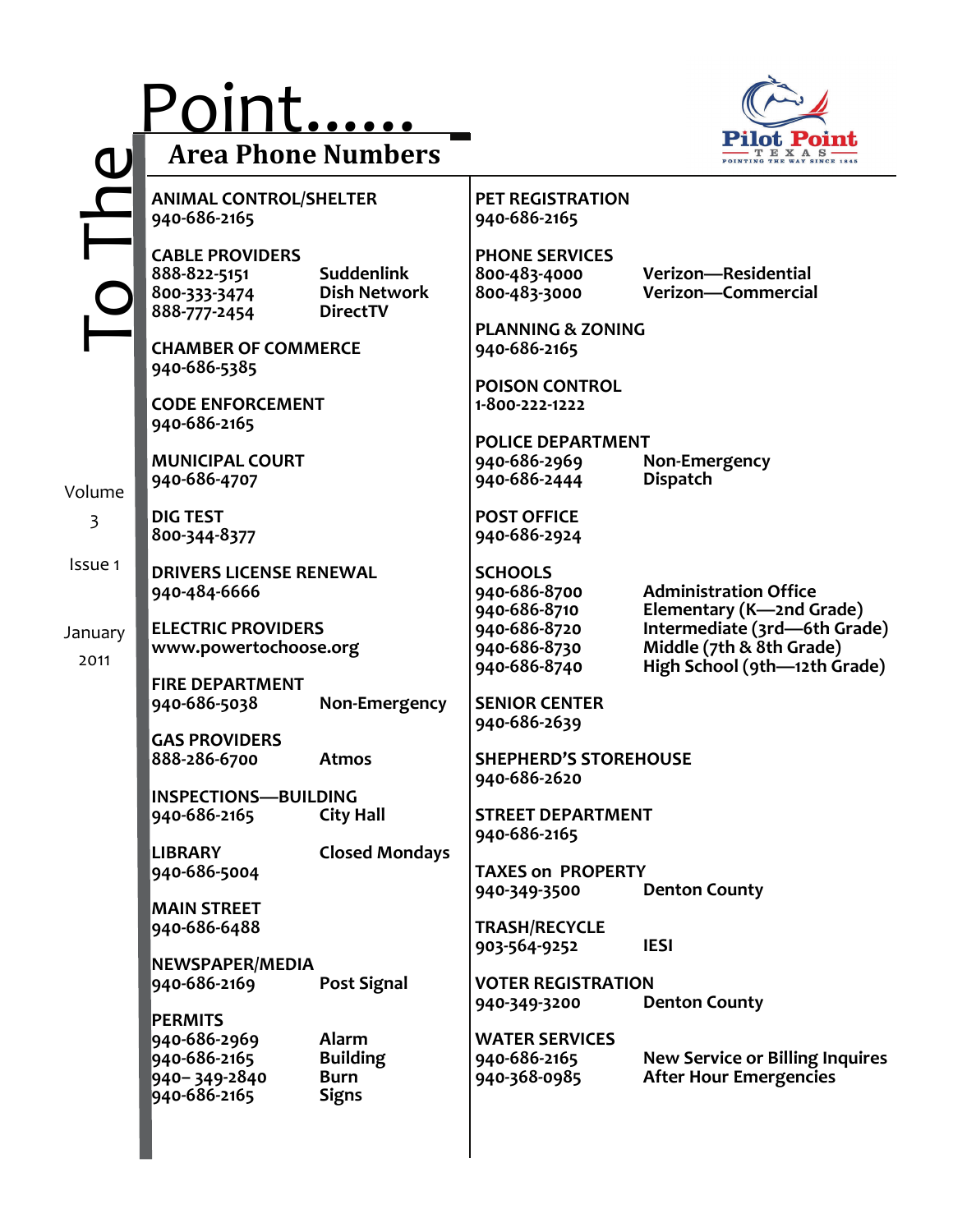# To The Point......

## Area Phone Numbers

Volume 3 Issue 1

January 2011

**ANIMAL CONTROL/SHELTER**
940-686-2165

**CABLE PROVIDERS**
888-822-5151 Suddenlink
800-333-3474 Dish Network
888-777-2454 DirectTV

**CHAMBER OF COMMERCE**
940-686-5385

**CODE ENFORCEMENT**
940-686-2165

**MUNICIPAL COURT**
940-686-4707

**DIG TEST**
800-344-8377

**DRIVERS LICENSE RENEWAL**
940-484-6666

**ELECTRIC PROVIDERS**
www.powertochoose.org

**FIRE DEPARTMENT**
940-686-5038 Non-Emergency

**GAS PROVIDERS**
888-286-6700 Atmos

**INSPECTIONS—BUILDING**
940-686-2165 City Hall

**LIBRARY** Closed Mondays
940-686-5004

**MAIN STREET**
940-686-6488

**NEWSPAPER/MEDIA**
940-686-2169 Post Signal

**PERMITS**
940-686-2969 Alarm
940-686-2165 Building
940– 349-2840 Burn
940-686-2165 Signs

**PET REGISTRATION**
940-686-2165

**PHONE SERVICES**
800-483-4000 Verizon—Residential
800-483-3000 Verizon—Commercial

**PLANNING & ZONING**
940-686-2165

**POISON CONTROL**
1-800-222-1222

**POLICE DEPARTMENT**
940-686-2969 Non-Emergency
940-686-2444 Dispatch

**POST OFFICE**
940-686-2924

**SCHOOLS**
940-686-8700 Administration Office
940-686-8710 Elementary (K—2nd Grade)
940-686-8720 Intermediate (3rd—6th Grade)
940-686-8730 Middle (7th & 8th Grade)
940-686-8740 High School (9th—12th Grade)

**SENIOR CENTER**
940-686-2639

**SHEPHERD'S STOREHOUSE**
940-686-2620

**STREET DEPARTMENT**
940-686-2165

**TAXES on PROPERTY**
940-349-3500 Denton County

**TRASH/RECYCLE**
903-564-9252 IESI

**VOTER REGISTRATION**
940-349-3200 Denton County

**WATER SERVICES**
940-686-2165 New Service or Billing Inquires
940-368-0985 After Hour Emergencies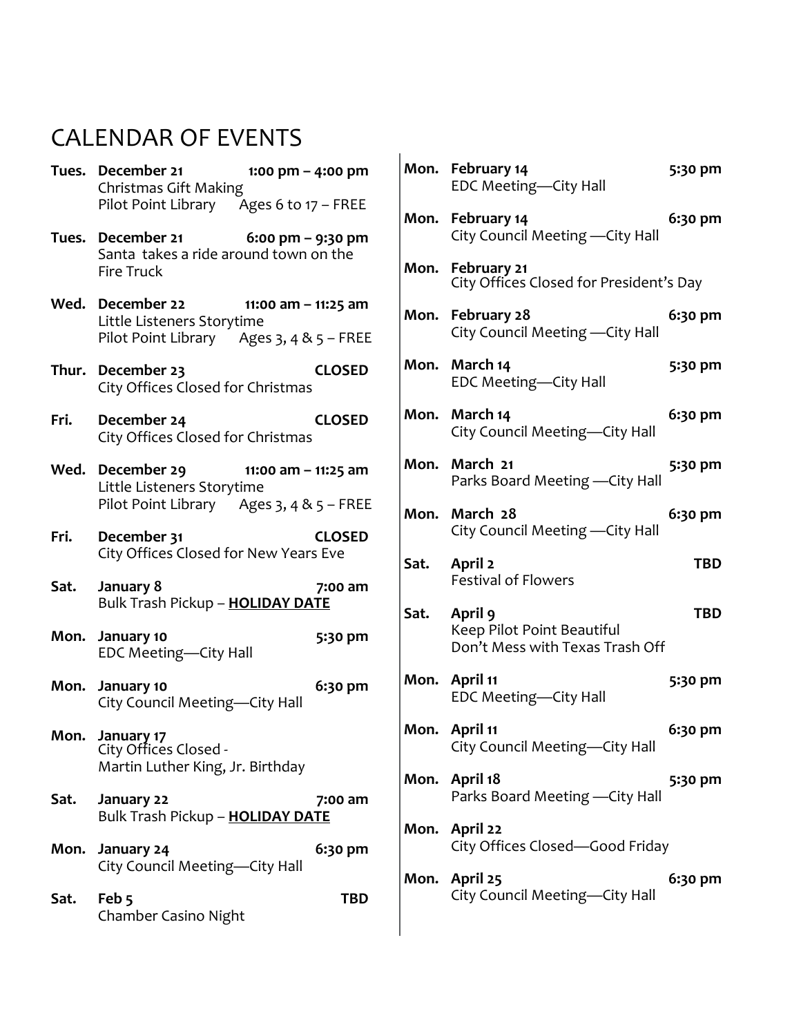# CALENDAR OF EVENTS

**Tues. December 21** **1:00 pm – 4:00 pm**
Christmas Gift Making
Pilot Point Library Ages 6 to 17 – FREE

**Tues. December 21** **6:00 pm – 9:30 pm**
Santa takes a ride around town on the Fire Truck

**Wed. December 22** **11:00 am – 11:25 am**
Little Listeners Storytime
Pilot Point Library Ages 3, 4 & 5 – FREE

**Thur. December 23** **CLOSED**
City Offices Closed for Christmas

**Fri. December 24** **CLOSED**
City Offices Closed for Christmas

**Wed. December 29** **11:00 am – 11:25 am**
Little Listeners Storytime
Pilot Point Library Ages 3, 4 & 5 – FREE

**Fri. December 31** **CLOSED**
City Offices Closed for New Years Eve

**Sat. January 8** **7:00 am**
Bulk Trash Pickup – **HOLIDAY DATE**

**Mon. January 10** **5:30 pm**
EDC Meeting—City Hall

**Mon. January 10** **6:30 pm**
City Council Meeting—City Hall

**Mon. January 17**
City Offices Closed - Martin Luther King, Jr. Birthday

**Sat. January 22** **7:00 am**
Bulk Trash Pickup – **HOLIDAY DATE**

**Mon. January 24** **6:30 pm**
City Council Meeting—City Hall

**Sat. Feb 5** **TBD**
Chamber Casino Night

**Mon. February 14** **5:30 pm**
EDC Meeting—City Hall

**Mon. February 14** **6:30 pm**
City Council Meeting —City Hall

**Mon. February 21**
City Offices Closed for President's Day

**Mon. February 28** **6:30 pm**
City Council Meeting —City Hall

**Mon. March 14** **5:30 pm**
EDC Meeting—City Hall

**Mon. March 14** **6:30 pm**
City Council Meeting—City Hall

**Mon. March 21** **5:30 pm**
Parks Board Meeting —City Hall

**Mon. March 28** **6:30 pm**
City Council Meeting —City Hall

**Sat. April 2** **TBD**
Festival of Flowers

**Sat. April 9** **TBD**
Keep Pilot Point Beautiful
Don't Mess with Texas Trash Off

**Mon. April 11** **5:30 pm**
EDC Meeting—City Hall

**Mon. April 11** **6:30 pm**
City Council Meeting—City Hall

**Mon. April 18** **5:30 pm**
Parks Board Meeting —City Hall

**Mon. April 22**
City Offices Closed—Good Friday

**Mon. April 25** **6:30 pm**
City Council Meeting—City Hall